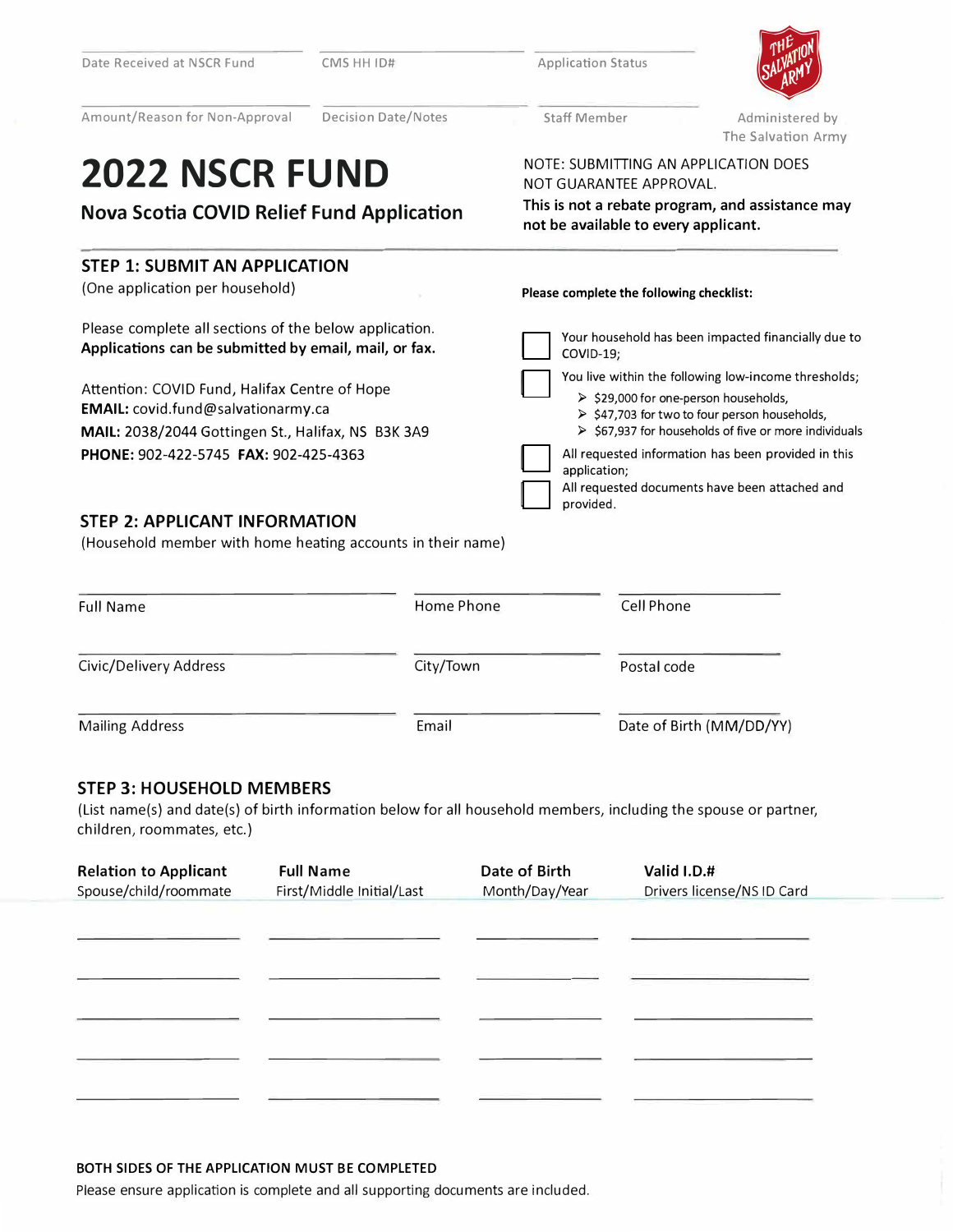| Date Received at NSCR Fund | CMS HH ID# | Application Status |
|---|---|---|
| Amount/Reason for Non-Approval | Decision Date/Notes | Staff Member |

Administered by The Salvation Army

# 2022 NSCR FUND

## Nova Scotia COVID Relief Fund Application

NOTE: SUBMITTING AN APPLICATION DOES NOT GUARANTEE APPROVAL.

**This is not a rebate program, and assistance may not be available to every applicant.**

## STEP 1: SUBMIT AN APPLICATION

(One application per household)

Please complete all sections of the below application. **Applications can be submitted by email, mail, or fax.**

Attention: COVID Fund, Halifax Centre of Hope
**EMAIL:** covid.fund@salvationarmy.ca
**MAIL:** 2038/2044 Gottingen St., Halifax, NS B3K 3A9
**PHONE:** 902-422-5745 **FAX:** 902-425-4363

**Please complete the following checklist:**

- ☐ Your household has been impacted financially due to COVID-19;
- ☐ You live within the following low-income thresholds;
  - $29,000 for one-person households,
  - $47,703 for two to four person households,
  - $67,937 for households of five or more individuals
- ☐ All requested information has been provided in this application;
- ☐ All requested documents have been attached and provided.

## STEP 2: APPLICANT INFORMATION

(Household member with home heating accounts in their name)

| Full Name | Home Phone | Cell Phone |
|---|---|---|
| Civic/Delivery Address | City/Town | Postal code |
| Mailing Address | Email | Date of Birth (MM/DD/YY) |

## STEP 3: HOUSEHOLD MEMBERS

(List name(s) and date(s) of birth information below for all household members, including the spouse or partner, children, roommates, etc.)

| Relation to Applicant<br>Spouse/child/roommate | Full Name<br>First/Middle Initial/Last | Date of Birth<br>Month/Day/Year | Valid I.D.#<br>Drivers license/NS ID Card |
|---|---|---|---|
| | | | |
| | | | |
| | | | |
| | | | |
| | | | |

**BOTH SIDES OF THE APPLICATION MUST BE COMPLETED**

Please ensure application is complete and all supporting documents are included.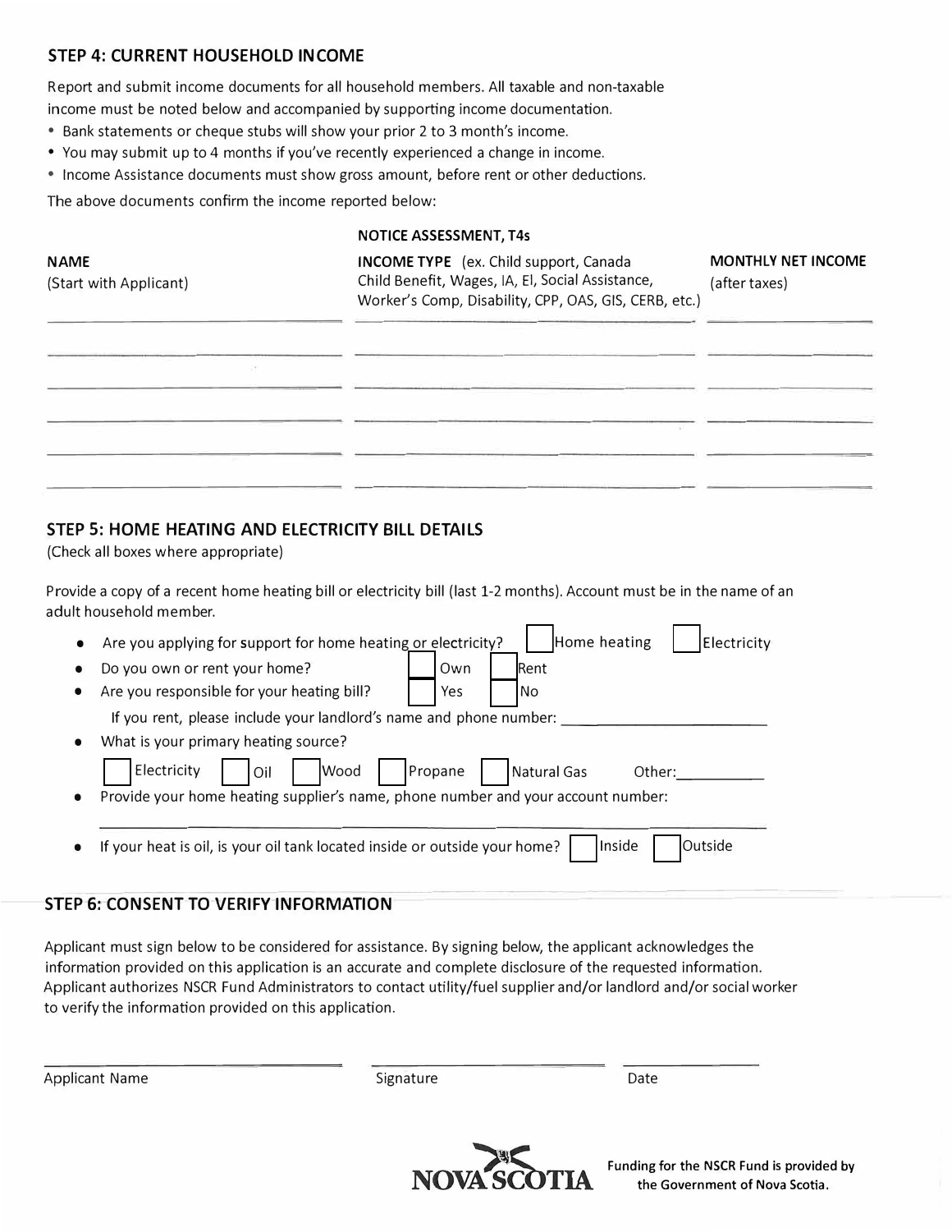## STEP 4: CURRENT HOUSEHOLD INCOME

Report and submit income documents for all household members. All taxable and non-taxable income must be noted below and accompanied by supporting income documentation.

- Bank statements or cheque stubs will show your prior 2 to 3 month's income.
- You may submit up to 4 months if you've recently experienced a change in income.
- Income Assistance documents must show gross amount, before rent or other deductions.

The above documents confirm the income reported below:

**NOTICE ASSESSMENT, T4s**

| **NAME** (Start with Applicant) | **INCOME TYPE** (ex. Child support, Canada Child Benefit, Wages, IA, EI, Social Assistance, Worker's Comp, Disability, CPP, OAS, GIS, CERB, etc.) | **MONTHLY NET INCOME** (after taxes) |
|---|---|---|
| | | |
| | | |
| | | |
| | | |
| | | |
| | | |

## STEP 5: HOME HEATING AND ELECTRICITY BILL DETAILS

(Check all boxes where appropriate)

Provide a copy of a recent home heating bill or electricity bill (last 1-2 months). Account must be in the name of an adult household member.

- Are you applying for support for home heating or electricity? ☐ Home heating ☐ Electricity
- Do you own or rent your home? ☐ Own ☐ Rent
- Are you responsible for your heating bill? ☐ Yes ☐ No

  If you rent, please include your landlord's name and phone number: ____________________
- What is your primary heating source?

  ☐ Electricity ☐ Oil ☐ Wood ☐ Propane ☐ Natural Gas Other:__________
- Provide your home heating supplier's name, phone number and your account number:

  ________________________________________________
- If your heat is oil, is your oil tank located inside or outside your home? ☐ Inside ☐ Outside

## STEP 6: CONSENT TO VERIFY INFORMATION

Applicant must sign below to be considered for assistance. By signing below, the applicant acknowledges the information provided on this application is an accurate and complete disclosure of the requested information. Applicant authorizes NSCR Fund Administrators to contact utility/fuel supplier and/or landlord and/or social worker to verify the information provided on this application.

________________________ ________________________ ______________

Applicant Name Signature Date

NOVA SCOTIA

**Funding for the NSCR Fund is provided by the Government of Nova Scotia.**